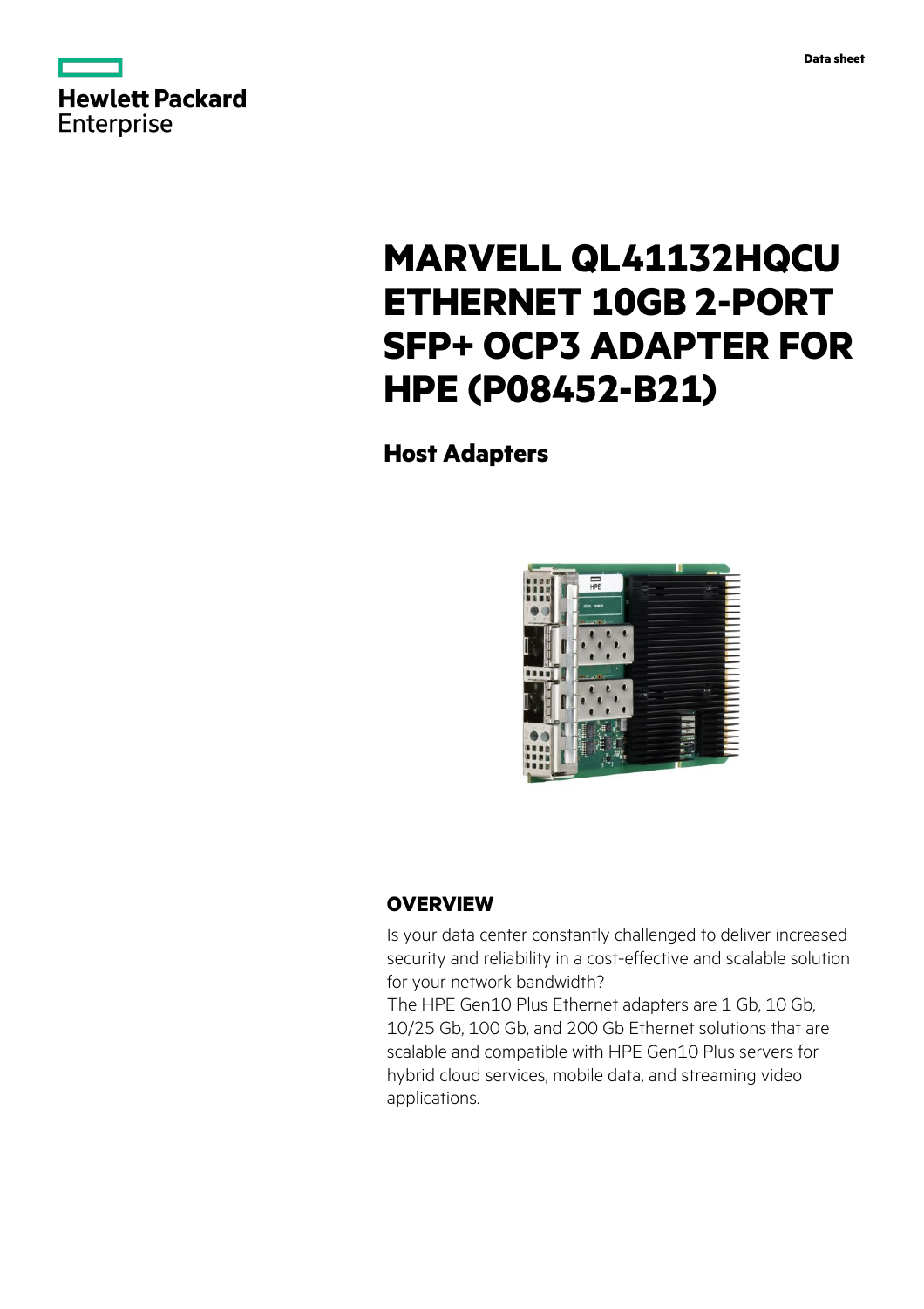Data sheet

# MARVELL QL41132HQCU ETHERNET 10GB 2-PORT SFP+ OCP3 ADAPTER FOR HPE (P08452-B21)

## Host Adapters

## OVERVIEW

Is your data center constantly challenged to deliver increased security and reliability in a cost-effective and scalable solution for your network bandwidth?

The HPE Gen10 Plus Ethernet adapters are 1 Gb, 10 Gb, 10/25 Gb, 100 Gb, and 200 Gb Ethernet solutions that are scalable and compatible with HPE Gen10 Plus servers for hybrid cloud services, mobile data, and streaming video applications.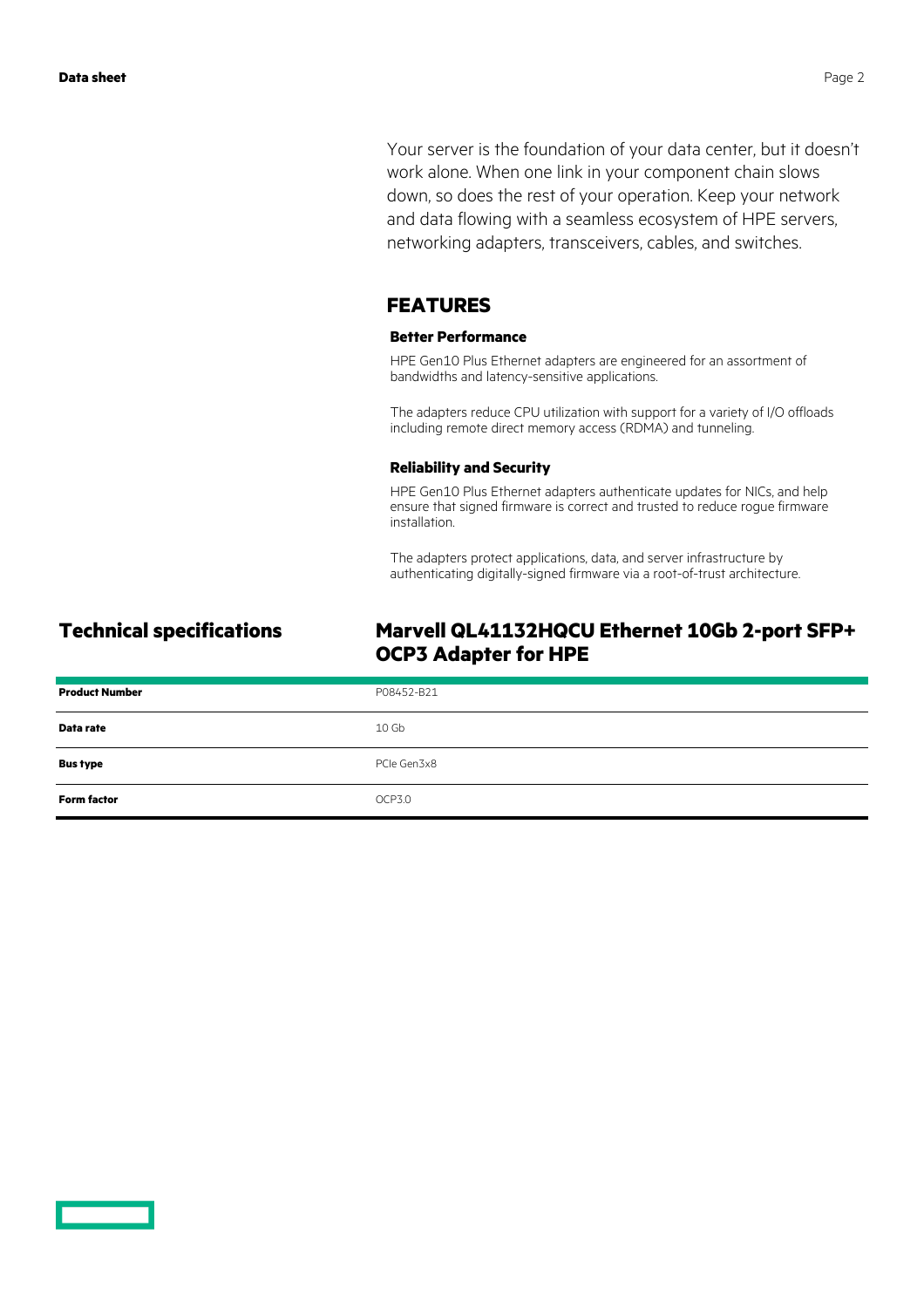Your server is the foundation of your data center, but it doesn't work alone. When one link in your component chain slows down, so does the rest of your operation. Keep your network and data flowing with a seamless ecosystem of HPE servers, networking adapters, transceivers, cables, and switches.

## FEATURES

### Better Performance

HPE Gen10 Plus Ethernet adapters are engineered for an assortment of bandwidths and latency-sensitive applications.

The adapters reduce CPU utilization with support for a variety of I/O offloads including remote direct memory access (RDMA) and tunneling.

### Reliability and Security

HPE Gen10 Plus Ethernet adapters authenticate updates for NICs, and help ensure that signed firmware is correct and trusted to reduce rogue firmware installation.

The adapters protect applications, data, and server infrastructure by authenticating digitally-signed firmware via a root-of-trust architecture.

## Technical specifications

## Marvell QL41132HQCU Ethernet 10Gb 2-port SFP+ OCP3 Adapter for HPE

| | |
|---|---|
| **Product Number** | P08452-B21 |
| **Data rate** | 10 Gb |
| **Bus type** | PCIe Gen3x8 |
| **Form factor** | OCP3.0 |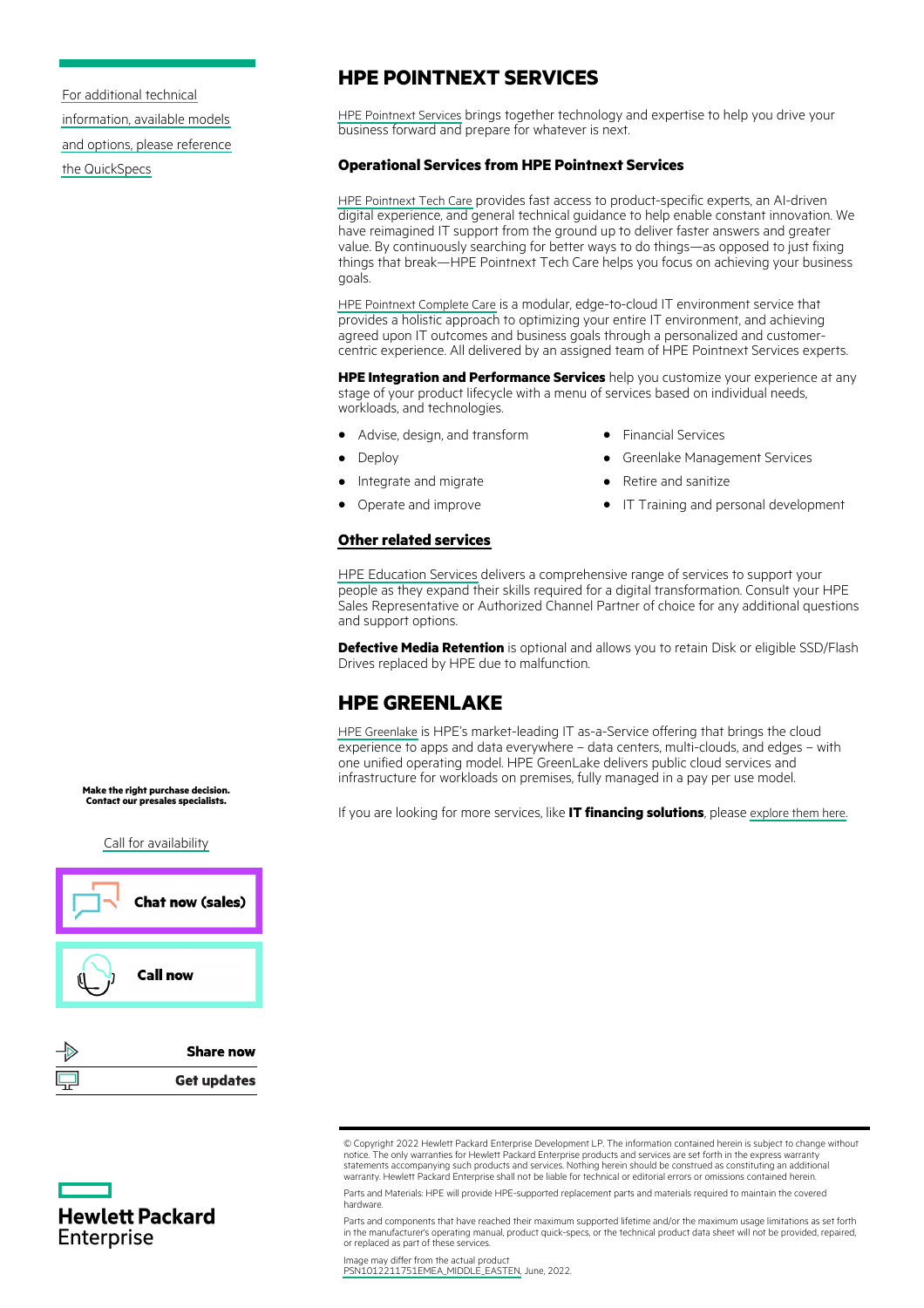For additional technical information, available models and options, please reference the QuickSpecs

## HPE POINTNEXT SERVICES

HPE Pointnext Services brings together technology and expertise to help you drive your business forward and prepare for whatever is next.

### Operational Services from HPE Pointnext Services

HPE Pointnext Tech Care provides fast access to product-specific experts, an AI-driven digital experience, and general technical guidance to help enable constant innovation. We have reimagined IT support from the ground up to deliver faster answers and greater value. By continuously searching for better ways to do things—as opposed to just fixing things that break—HPE Pointnext Tech Care helps you focus on achieving your business goals.

HPE Pointnext Complete Care is a modular, edge-to-cloud IT environment service that provides a holistic approach to optimizing your entire IT environment, and achieving agreed upon IT outcomes and business goals through a personalized and customer-centric experience. All delivered by an assigned team of HPE Pointnext Services experts.

**HPE Integration and Performance Services** help you customize your experience at any stage of your product lifecycle with a menu of services based on individual needs, workloads, and technologies.

- Advise, design, and transform
- Deploy
- Integrate and migrate
- Operate and improve
- Financial Services
- Greenlake Management Services
- Retire and sanitize
- IT Training and personal development

### Other related services

HPE Education Services delivers a comprehensive range of services to support your people as they expand their skills required for a digital transformation. Consult your HPE Sales Representative or Authorized Channel Partner of choice for any additional questions and support options.

**Defective Media Retention** is optional and allows you to retain Disk or eligible SSD/Flash Drives replaced by HPE due to malfunction.

## HPE GREENLAKE

HPE Greenlake is HPE's market-leading IT as-a-Service offering that brings the cloud experience to apps and data everywhere – data centers, multi-clouds, and edges – with one unified operating model. HPE GreenLake delivers public cloud services and infrastructure for workloads on premises, fully managed in a pay per use model.

If you are looking for more services, like **IT financing solutions**, please explore them here.

**Make the right purchase decision. Contact our presales specialists.**

Call for availability

Chat now (sales)

Call now

Share now

Get updates

© Copyright 2022 Hewlett Packard Enterprise Development LP. The information contained herein is subject to change without notice. The only warranties for Hewlett Packard Enterprise products and services are set forth in the express warranty statements accompanying such products and services. Nothing herein should be construed as constituting an additional warranty. Hewlett Packard Enterprise shall not be liable for technical or editorial errors or omissions contained herein.

Parts and Materials: HPE will provide HPE-supported replacement parts and materials required to maintain the covered hardware.

Parts and components that have reached their maximum supported lifetime and/or the maximum usage limitations as set forth in the manufacturer's operating manual, product quick-specs, or the technical product data sheet will not be provided, repaired, or replaced as part of these services.

Image may differ from the actual product
PSN1012211751EMEA_MIDDLE_EASTEN, June, 2022.

Hewlett Packard Enterprise